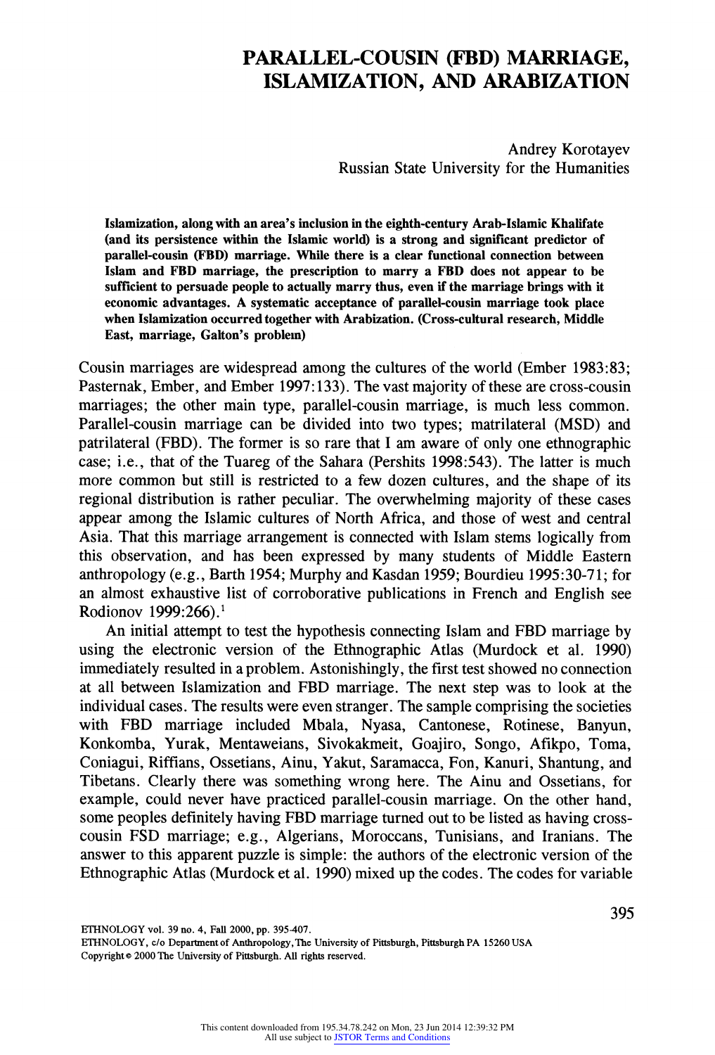# PARALLEL-COUSIN (FBD) MARRIAGE, ISLAMIZATION, AND ARABIZATION

Andrey Korotayev
Russian State University for the Humanities

**Islamization, along with an area's inclusion in the eighth-century Arab-Islamic Khalifate (and its persistence within the Islamic world) is a strong and significant predictor of parallel-cousin (FBD) marriage. While there is a clear functional connection between Islam and FBD marriage, the prescription to marry a FBD does not appear to be sufficient to persuade people to actually marry thus, even if the marriage brings with it economic advantages. A systematic acceptance of parallel-cousin marriage took place when Islamization occurred together with Arabization. (Cross-cultural research, Middle East, marriage, Galton's problem)**

Cousin marriages are widespread among the cultures of the world (Ember 1983:83; Pasternak, Ember, and Ember 1997:133). The vast majority of these are cross-cousin marriages; the other main type, parallel-cousin marriage, is much less common. Parallel-cousin marriage can be divided into two types; matrilateral (MSD) and patrilateral (FBD). The former is so rare that I am aware of only one ethnographic case; i.e., that of the Tuareg of the Sahara (Pershits 1998:543). The latter is much more common but still is restricted to a few dozen cultures, and the shape of its regional distribution is rather peculiar. The overwhelming majority of these cases appear among the Islamic cultures of North Africa, and those of west and central Asia. That this marriage arrangement is connected with Islam stems logically from this observation, and has been expressed by many students of Middle Eastern anthropology (e.g., Barth 1954; Murphy and Kasdan 1959; Bourdieu 1995:30-71; for an almost exhaustive list of corroborative publications in French and English see Rodionov 1999:266).[1]

An initial attempt to test the hypothesis connecting Islam and FBD marriage by using the electronic version of the Ethnographic Atlas (Murdock et al. 1990) immediately resulted in a problem. Astonishingly, the first test showed no connection at all between Islamization and FBD marriage. The next step was to look at the individual cases. The results were even stranger. The sample comprising the societies with FBD marriage included Mbala, Nyasa, Cantonese, Rotinese, Banyun, Konkomba, Yurak, Mentaweians, Sivokakmeit, Goajiro, Songo, Afikpo, Toma, Coniagui, Riffians, Ossetians, Ainu, Yakut, Saramacca, Fon, Kanuri, Shantung, and Tibetans. Clearly there was something wrong here. The Ainu and Ossetians, for example, could never have practiced parallel-cousin marriage. On the other hand, some peoples definitely having FBD marriage turned out to be listed as having cross-cousin FSD marriage; e.g., Algerians, Moroccans, Tunisians, and Iranians. The answer to this apparent puzzle is simple: the authors of the electronic version of the Ethnographic Atlas (Murdock et al. 1990) mixed up the codes. The codes for variable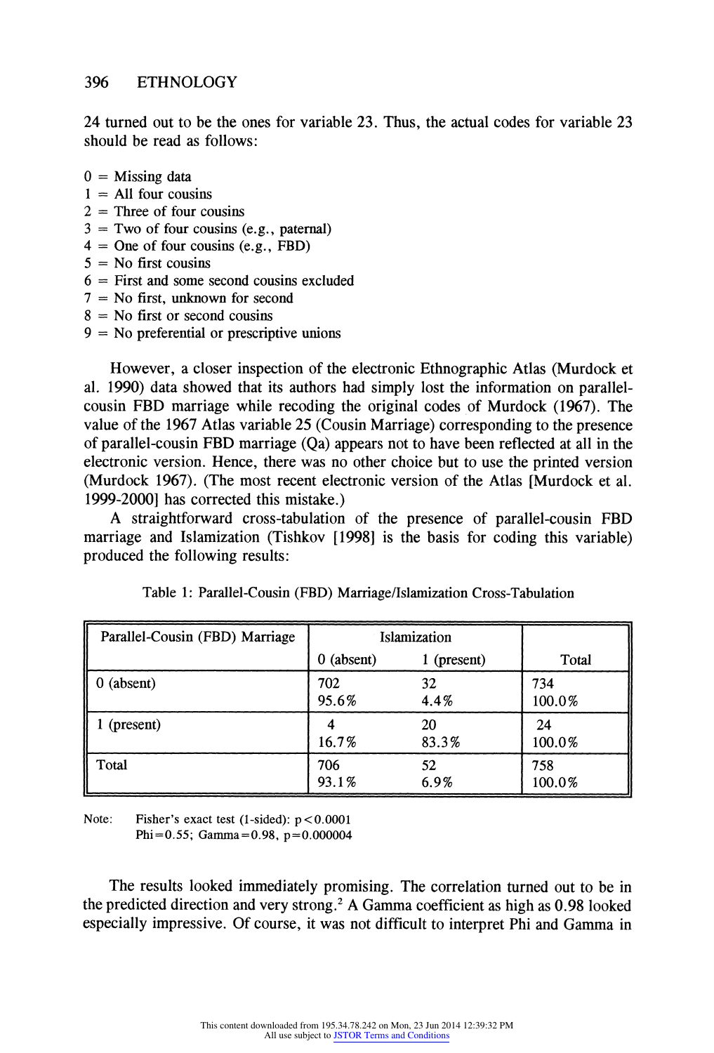24 turned out to be the ones for variable 23. Thus, the actual codes for variable 23 should be read as follows:

0 = Missing data
1 = All four cousins
2 = Three of four cousins
3 = Two of four cousins (e.g., paternal)
4 = One of four cousins (e.g., FBD)
5 = No first cousins
6 = First and some second cousins excluded
7 = No first, unknown for second
8 = No first or second cousins
9 = No preferential or prescriptive unions

However, a closer inspection of the electronic Ethnographic Atlas (Murdock et al. 1990) data showed that its authors had simply lost the information on parallel-cousin FBD marriage while recoding the original codes of Murdock (1967). The value of the 1967 Atlas variable 25 (Cousin Marriage) corresponding to the presence of parallel-cousin FBD marriage (Qa) appears not to have been reflected at all in the electronic version. Hence, there was no other choice but to use the printed version (Murdock 1967). (The most recent electronic version of the Atlas [Murdock et al. 1999-2000] has corrected this mistake.)

A straightforward cross-tabulation of the presence of parallel-cousin FBD marriage and Islamization (Tishkov [1998] is the basis for coding this variable) produced the following results:

Table 1: Parallel-Cousin (FBD) Marriage/Islamization Cross-Tabulation

| Parallel-Cousin (FBD) Marriage | Islamization | | |
|---|---|---|---|
| | 0 (absent) | 1 (present) | Total |
| 0 (absent) | 702<br>95.6% | 32<br>4.4% | 734<br>100.0% |
| 1 (present) | 4<br>16.7% | 20<br>83.3% | 24<br>100.0% |
| Total | 706<br>93.1% | 52<br>6.9% | 758<br>100.0% |

Note: Fisher's exact test (1-sided): $p < 0.0001$
Phi = 0.55; Gamma = 0.98, $p = 0.000004$

The results looked immediately promising. The correlation turned out to be in the predicted direction and very strong.[2] A Gamma coefficient as high as 0.98 looked especially impressive. Of course, it was not difficult to interpret Phi and Gamma in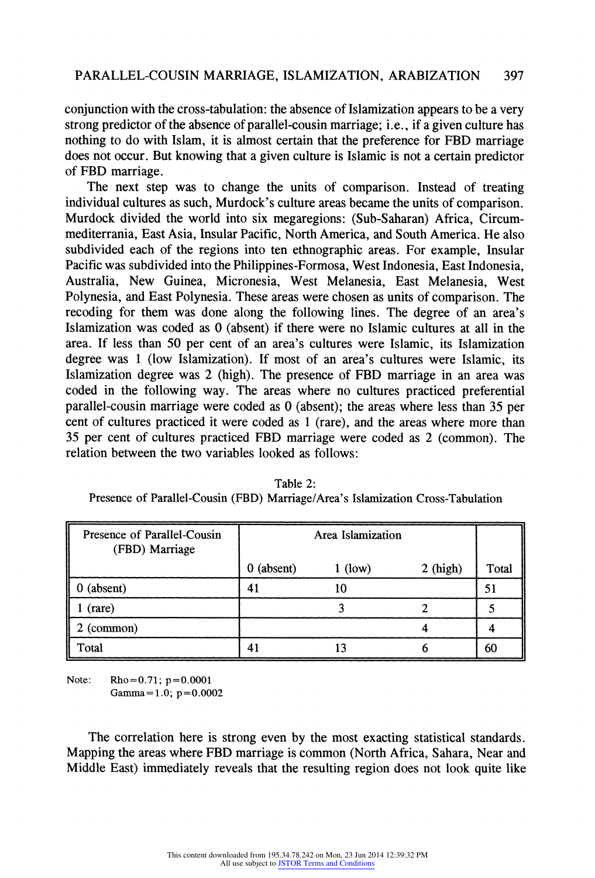conjunction with the cross-tabulation: the absence of Islamization appears to be a very strong predictor of the absence of parallel-cousin marriage; i.e., if a given culture has nothing to do with Islam, it is almost certain that the preference for FBD marriage does not occur. But knowing that a given culture is Islamic is not a certain predictor of FBD marriage.

The next step was to change the units of comparison. Instead of treating individual cultures as such, Murdock's culture areas became the units of comparison. Murdock divided the world into six megaregions: (Sub-Saharan) Africa, Circum-mediterrania, East Asia, Insular Pacific, North America, and South America. He also subdivided each of the regions into ten ethnographic areas. For example, Insular Pacific was subdivided into the Philippines-Formosa, West Indonesia, East Indonesia, Australia, New Guinea, Micronesia, West Melanesia, East Melanesia, West Polynesia, and East Polynesia. These areas were chosen as units of comparison. The recoding for them was done along the following lines. The degree of an area's Islamization was coded as 0 (absent) if there were no Islamic cultures at all in the area. If less than 50 per cent of an area's cultures were Islamic, its Islamization degree was 1 (low Islamization). If most of an area's cultures were Islamic, its Islamization degree was 2 (high). The presence of FBD marriage in an area was coded in the following way. The areas where no cultures practiced preferential parallel-cousin marriage were coded as 0 (absent); the areas where less than 35 per cent of cultures practiced it were coded as 1 (rare), and the areas where more than 35 per cent of cultures practiced FBD marriage were coded as 2 (common). The relation between the two variables looked as follows:

Table 2:
Presence of Parallel-Cousin (FBD) Marriage/Area's Islamization Cross-Tabulation

| Presence of Parallel-Cousin (FBD) Marriage | Area Islamization | | | |
|---|---|---|---|---|
| | 0 (absent) | 1 (low) | 2 (high) | Total |
| 0 (absent) | 41 | 10 | | 51 |
| 1 (rare) | | 3 | 2 | 5 |
| 2 (common) | | | 4 | 4 |
| Total | 41 | 13 | 6 | 60 |

Note: Rho=0.71; p=0.0001
Gamma=1.0; p=0.0002

The correlation here is strong even by the most exacting statistical standards. Mapping the areas where FBD marriage is common (North Africa, Sahara, Near and Middle East) immediately reveals that the resulting region does not look quite like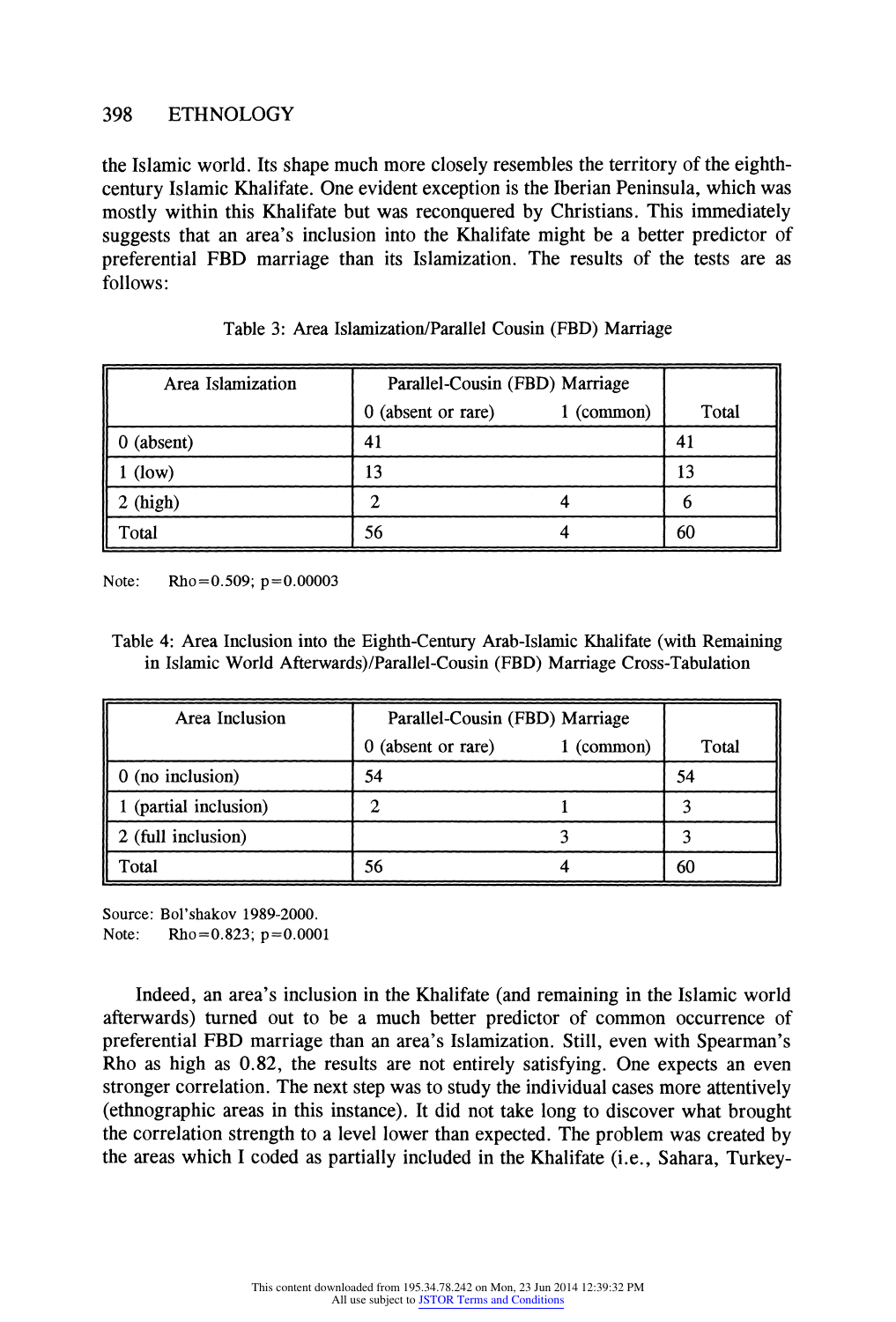the Islamic world. Its shape much more closely resembles the territory of the eighth-century Islamic Khalifate. One evident exception is the Iberian Peninsula, which was mostly within this Khalifate but was reconquered by Christians. This immediately suggests that an area's inclusion into the Khalifate might be a better predictor of preferential FBD marriage than its Islamization. The results of the tests are as follows:

Table 3: Area Islamization/Parallel Cousin (FBD) Marriage

| Area Islamization | Parallel-Cousin (FBD) Marriage | | |
|---|---|---|---|
| | 0 (absent or rare) | 1 (common) | Total |
| 0 (absent) | 41 | | 41 |
| 1 (low) | 13 | | 13 |
| 2 (high) | 2 | 4 | 6 |
| Total | 56 | 4 | 60 |

Note: Rho=0.509; p=0.00003

Table 4: Area Inclusion into the Eighth-Century Arab-Islamic Khalifate (with Remaining in Islamic World Afterwards)/Parallel-Cousin (FBD) Marriage Cross-Tabulation

| Area Inclusion | Parallel-Cousin (FBD) Marriage | | |
|---|---|---|---|
| | 0 (absent or rare) | 1 (common) | Total |
| 0 (no inclusion) | 54 | | 54 |
| 1 (partial inclusion) | 2 | 1 | 3 |
| 2 (full inclusion) | | 3 | 3 |
| Total | 56 | 4 | 60 |

Source: Bol'shakov 1989-2000.
Note: Rho=0.823; p=0.0001

Indeed, an area's inclusion in the Khalifate (and remaining in the Islamic world afterwards) turned out to be a much better predictor of common occurrence of preferential FBD marriage than an area's Islamization. Still, even with Spearman's Rho as high as 0.82, the results are not entirely satisfying. One expects an even stronger correlation. The next step was to study the individual cases more attentively (ethnographic areas in this instance). It did not take long to discover what brought the correlation strength to a level lower than expected. The problem was created by the areas which I coded as partially included in the Khalifate (i.e., Sahara, Turkey-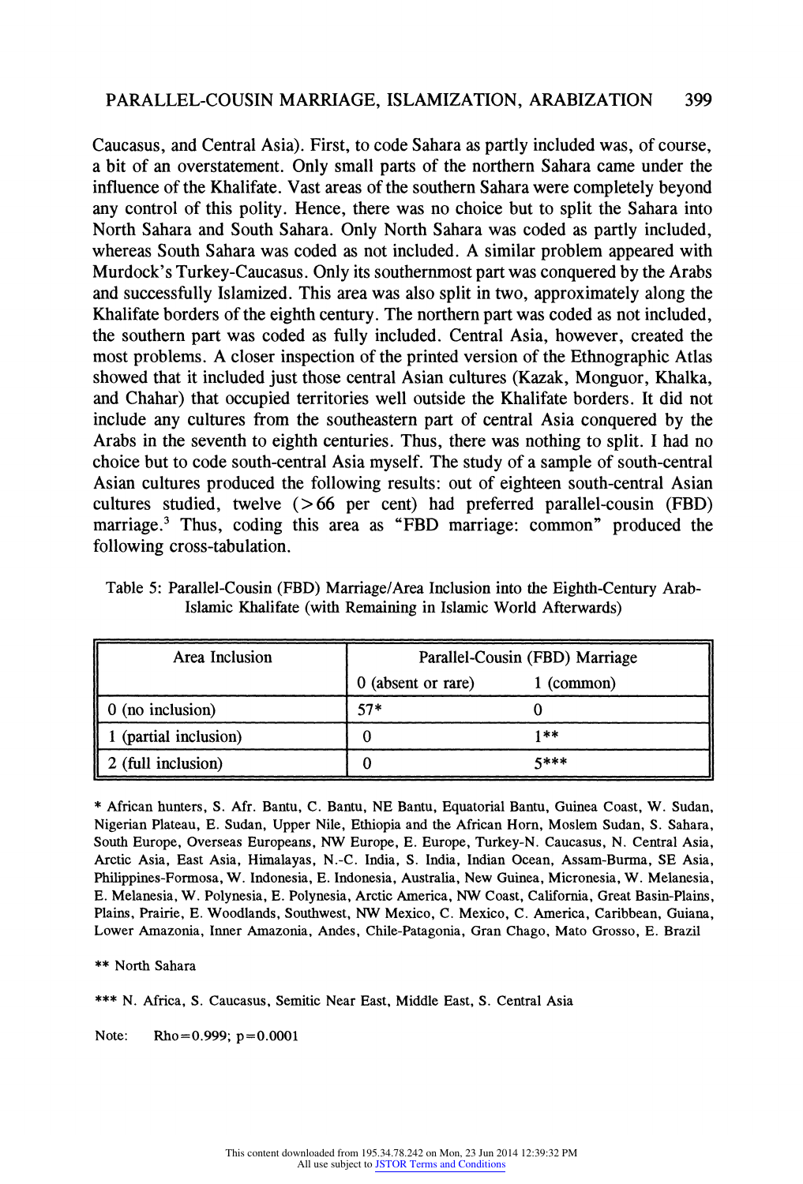Caucasus, and Central Asia). First, to code Sahara as partly included was, of course, a bit of an overstatement. Only small parts of the northern Sahara came under the influence of the Khalifate. Vast areas of the southern Sahara were completely beyond any control of this polity. Hence, there was no choice but to split the Sahara into North Sahara and South Sahara. Only North Sahara was coded as partly included, whereas South Sahara was coded as not included. A similar problem appeared with Murdock's Turkey-Caucasus. Only its southernmost part was conquered by the Arabs and successfully Islamized. This area was also split in two, approximately along the Khalifate borders of the eighth century. The northern part was coded as not included, the southern part was coded as fully included. Central Asia, however, created the most problems. A closer inspection of the printed version of the Ethnographic Atlas showed that it included just those central Asian cultures (Kazak, Monguor, Khalka, and Chahar) that occupied territories well outside the Khalifate borders. It did not include any cultures from the southeastern part of central Asia conquered by the Arabs in the seventh to eighth centuries. Thus, there was nothing to split. I had no choice but to code south-central Asia myself. The study of a sample of south-central Asian cultures produced the following results: out of eighteen south-central Asian cultures studied, twelve (>66 per cent) had preferred parallel-cousin (FBD) marriage.[3] Thus, coding this area as "FBD marriage: common" produced the following cross-tabulation.

Table 5: Parallel-Cousin (FBD) Marriage/Area Inclusion into the Eighth-Century Arab-Islamic Khalifate (with Remaining in Islamic World Afterwards)

| Area Inclusion | Parallel-Cousin (FBD) Marriage | |
|---|---|---|
| | 0 (absent or rare) | 1 (common) |
| 0 (no inclusion) | 57* | 0 |
| 1 (partial inclusion) | 0 | 1** |
| 2 (full inclusion) | 0 | 5*** |

* African hunters, S. Afr. Bantu, C. Bantu, NE Bantu, Equatorial Bantu, Guinea Coast, W. Sudan, Nigerian Plateau, E. Sudan, Upper Nile, Ethiopia and the African Horn, Moslem Sudan, S. Sahara, South Europe, Overseas Europeans, NW Europe, E. Europe, Turkey-N. Caucasus, N. Central Asia, Arctic Asia, East Asia, Himalayas, N.-C. India, S. India, Indian Ocean, Assam-Burma, SE Asia, Philippines-Formosa, W. Indonesia, E. Indonesia, Australia, New Guinea, Micronesia, W. Melanesia, E. Melanesia, W. Polynesia, E. Polynesia, Arctic America, NW Coast, California, Great Basin-Plains, Plains, Prairie, E. Woodlands, Southwest, NW Mexico, C. Mexico, C. America, Caribbean, Guiana, Lower Amazonia, Inner Amazonia, Andes, Chile-Patagonia, Gran Chago, Mato Grosso, E. Brazil

** North Sahara

*** N. Africa, S. Caucasus, Semitic Near East, Middle East, S. Central Asia

Note: Rho=0.999; p=0.0001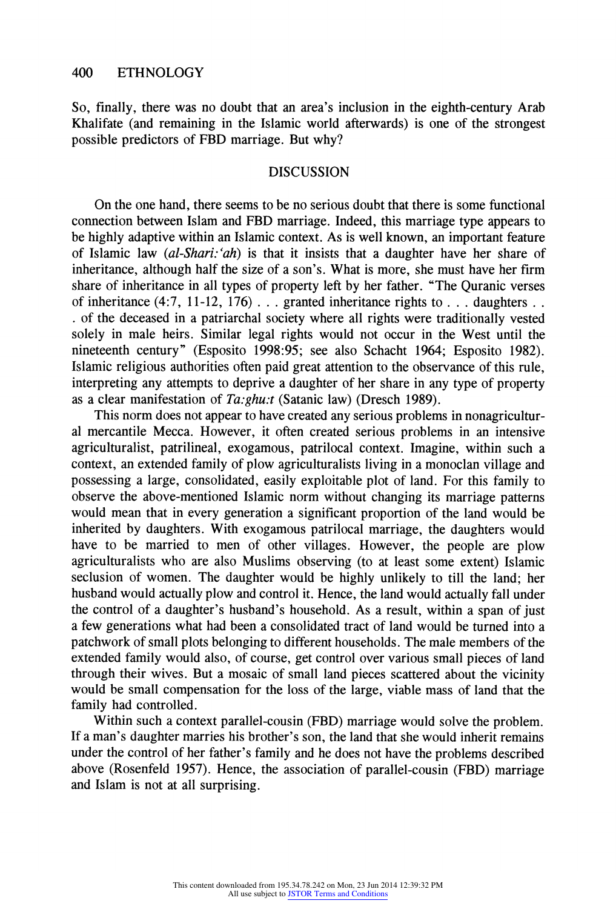So, finally, there was no doubt that an area's inclusion in the eighth-century Arab Khalifate (and remaining in the Islamic world afterwards) is one of the strongest possible predictors of FBD marriage. But why?

## DISCUSSION

On the one hand, there seems to be no serious doubt that there is some functional connection between Islam and FBD marriage. Indeed, this marriage type appears to be highly adaptive within an Islamic context. As is well known, an important feature of Islamic law (*al-Shari:'ah*) is that it insists that a daughter have her share of inheritance, although half the size of a son's. What is more, she must have her firm share of inheritance in all types of property left by her father. "The Quranic verses of inheritance (4:7, 11-12, 176) . . . granted inheritance rights to . . . daughters . . . of the deceased in a patriarchal society where all rights were traditionally vested solely in male heirs. Similar legal rights would not occur in the West until the nineteenth century" (Esposito 1998:95; see also Schacht 1964; Esposito 1982). Islamic religious authorities often paid great attention to the observance of this rule, interpreting any attempts to deprive a daughter of her share in any type of property as a clear manifestation of *Ta:ghu:t* (Satanic law) (Dresch 1989).

This norm does not appear to have created any serious problems in nonagricultural mercantile Mecca. However, it often created serious problems in an intensive agriculturalist, patrilineal, exogamous, patrilocal context. Imagine, within such a context, an extended family of plow agriculturalists living in a monoclan village and possessing a large, consolidated, easily exploitable plot of land. For this family to observe the above-mentioned Islamic norm without changing its marriage patterns would mean that in every generation a significant proportion of the land would be inherited by daughters. With exogamous patrilocal marriage, the daughters would have to be married to men of other villages. However, the people are plow agriculturalists who are also Muslims observing (to at least some extent) Islamic seclusion of women. The daughter would be highly unlikely to till the land; her husband would actually plow and control it. Hence, the land would actually fall under the control of a daughter's husband's household. As a result, within a span of just a few generations what had been a consolidated tract of land would be turned into a patchwork of small plots belonging to different households. The male members of the extended family would also, of course, get control over various small pieces of land through their wives. But a mosaic of small land pieces scattered about the vicinity would be small compensation for the loss of the large, viable mass of land that the family had controlled.

Within such a context parallel-cousin (FBD) marriage would solve the problem. If a man's daughter marries his brother's son, the land that she would inherit remains under the control of her father's family and he does not have the problems described above (Rosenfeld 1957). Hence, the association of parallel-cousin (FBD) marriage and Islam is not at all surprising.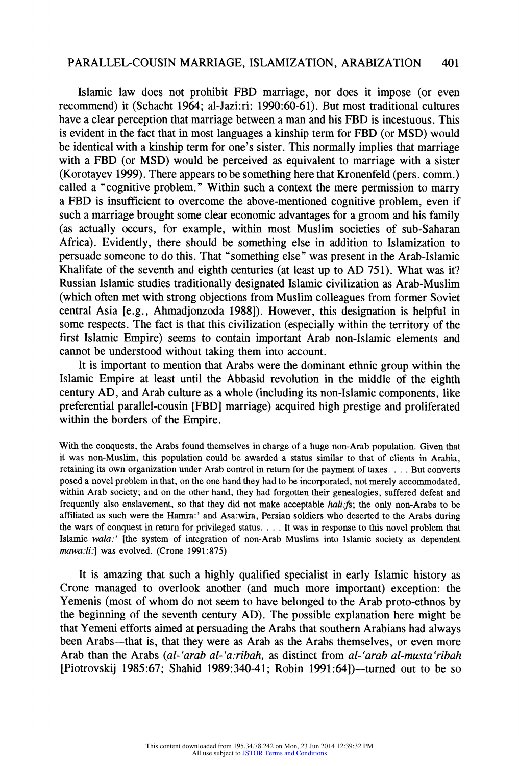Islamic law does not prohibit FBD marriage, nor does it impose (or even recommend) it (Schacht 1964; al-Jazi:ri: 1990:60-61). But most traditional cultures have a clear perception that marriage between a man and his FBD is incestuous. This is evident in the fact that in most languages a kinship term for FBD (or MSD) would be identical with a kinship term for one's sister. This normally implies that marriage with a FBD (or MSD) would be perceived as equivalent to marriage with a sister (Korotayev 1999). There appears to be something here that Kronenfeld (pers. comm.) called a "cognitive problem." Within such a context the mere permission to marry a FBD is insufficient to overcome the above-mentioned cognitive problem, even if such a marriage brought some clear economic advantages for a groom and his family (as actually occurs, for example, within most Muslim societies of sub-Saharan Africa). Evidently, there should be something else in addition to Islamization to persuade someone to do this. That "something else" was present in the Arab-Islamic Khalifate of the seventh and eighth centuries (at least up to AD 751). What was it? Russian Islamic studies traditionally designated Islamic civilization as Arab-Muslim (which often met with strong objections from Muslim colleagues from former Soviet central Asia [e.g., Ahmadjonzoda 1988]). However, this designation is helpful in some respects. The fact is that this civilization (especially within the territory of the first Islamic Empire) seems to contain important Arab non-Islamic elements and cannot be understood without taking them into account.

It is important to mention that Arabs were the dominant ethnic group within the Islamic Empire at least until the Abbasid revolution in the middle of the eighth century AD, and Arab culture as a whole (including its non-Islamic components, like preferential parallel-cousin [FBD] marriage) acquired high prestige and proliferated within the borders of the Empire.

> With the conquests, the Arabs found themselves in charge of a huge non-Arab population. Given that it was non-Muslim, this population could be awarded a status similar to that of clients in Arabia, retaining its own organization under Arab control in return for the payment of taxes. . . . But converts posed a novel problem in that, on the one hand they had to be incorporated, not merely accommodated, within Arab society; and on the other hand, they had forgotten their genealogies, suffered defeat and frequently also enslavement, so that they did not make acceptable *hali:fs*; the only non-Arabs to be affiliated as such were the Hamra:' and Asa:wira, Persian soldiers who deserted to the Arabs during the wars of conquest in return for privileged status. . . . It was in response to this novel problem that Islamic *wala:'* [the system of integration of non-Arab Muslims into Islamic society as dependent *mawa:li:*] was evolved. (Crone 1991:875)

It is amazing that such a highly qualified specialist in early Islamic history as Crone managed to overlook another (and much more important) exception: the Yemenis (most of whom do not seem to have belonged to the Arab proto-ethnos by the beginning of the seventh century AD). The possible explanation here might be that Yemeni efforts aimed at persuading the Arabs that southern Arabians had always been Arabs—that is, that they were as Arab as the Arabs themselves, or even more Arab than the Arabs (*al-'arab al-'a:ribah,* as distinct from *al-'arab al-musta'ribah* [Piotrovskij 1985:67; Shahid 1989:340-41; Robin 1991:64])—turned out to be so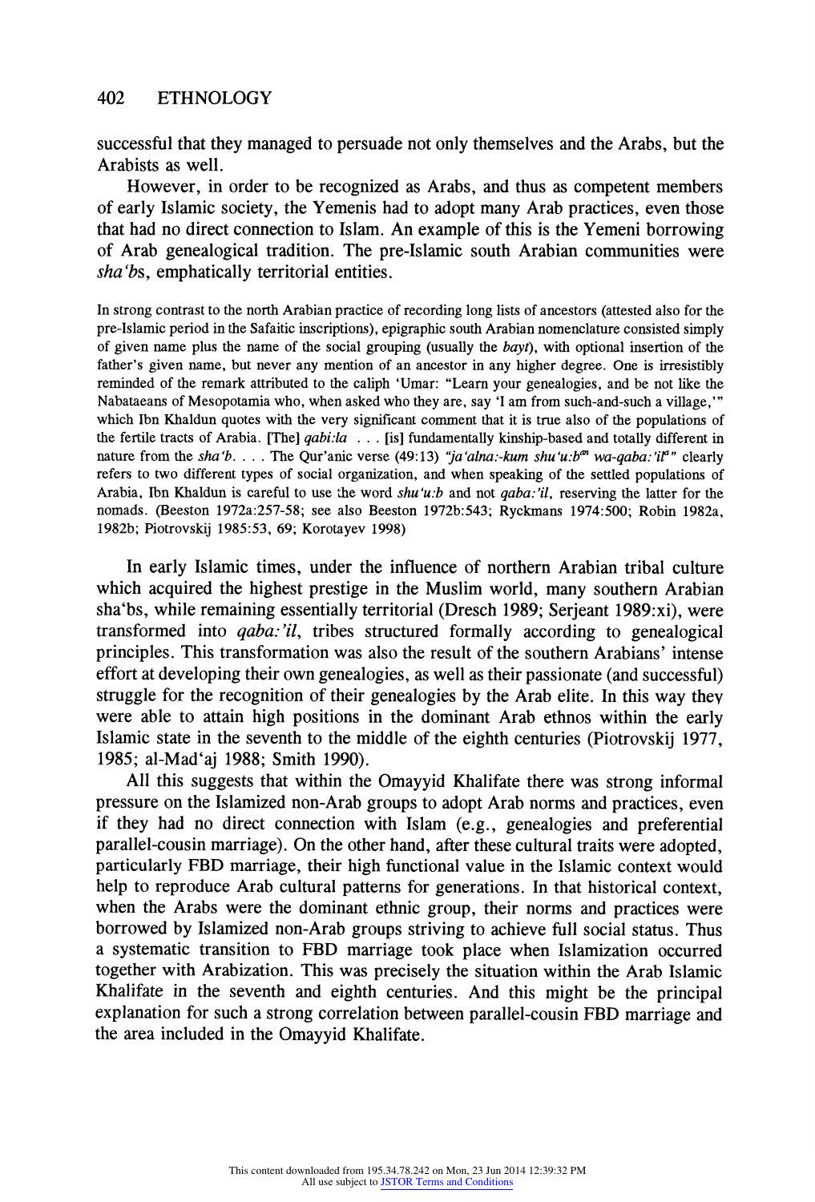successful that they managed to persuade not only themselves and the Arabs, but the Arabists as well.

However, in order to be recognized as Arabs, and thus as competent members of early Islamic society, the Yemenis had to adopt many Arab practices, even those that had no direct connection to Islam. An example of this is the Yemeni borrowing of Arab genealogical tradition. The pre-Islamic south Arabian communities were *sha'bs*, emphatically territorial entities.

> In strong contrast to the north Arabian practice of recording long lists of ancestors (attested also for the pre-Islamic period in the Safaitic inscriptions), epigraphic south Arabian nomenclature consisted simply of given name plus the name of the social grouping (usually the *bayt*), with optional insertion of the father's given name, but never any mention of an ancestor in any higher degree. One is irresistibly reminded of the remark attributed to the caliph 'Umar: "Learn your genealogies, and be not like the Nabataeans of Mesopotamia who, when asked who they are, say 'I am from such-and-such a village,'" which Ibn Khaldun quotes with the very significant comment that it is true also of the populations of the fertile tracts of Arabia. [The] *qabi:la* . . . [is] fundamentally kinship-based and totally different in nature from the *sha'b*. . . . The Qur'anic verse (49:13) *"ja'alna:-kum shu'u:b^an wa-qaba:'il^a"* clearly refers to two different types of social organization, and when speaking of the settled populations of Arabia, Ibn Khaldun is careful to use the word *shu'u:b* and not *qaba:'il*, reserving the latter for the nomads. (Beeston 1972a:257-58; see also Beeston 1972b:543; Ryckmans 1974:500; Robin 1982a, 1982b; Piotrovskij 1985:53, 69; Korotayev 1998)

In early Islamic times, under the influence of northern Arabian tribal culture which acquired the highest prestige in the Muslim world, many southern Arabian sha'bs, while remaining essentially territorial (Dresch 1989; Serjeant 1989:xi), were transformed into *qaba:'il*, tribes structured formally according to genealogical principles. This transformation was also the result of the southern Arabians' intense effort at developing their own genealogies, as well as their passionate (and successful) struggle for the recognition of their genealogies by the Arab elite. In this way they were able to attain high positions in the dominant Arab ethnos within the early Islamic state in the seventh to the middle of the eighth centuries (Piotrovskij 1977, 1985; al-Mad'aj 1988; Smith 1990).

All this suggests that within the Omayyid Khalifate there was strong informal pressure on the Islamized non-Arab groups to adopt Arab norms and practices, even if they had no direct connection with Islam (e.g., genealogies and preferential parallel-cousin marriage). On the other hand, after these cultural traits were adopted, particularly FBD marriage, their high functional value in the Islamic context would help to reproduce Arab cultural patterns for generations. In that historical context, when the Arabs were the dominant ethnic group, their norms and practices were borrowed by Islamized non-Arab groups striving to achieve full social status. Thus a systematic transition to FBD marriage took place when Islamization occurred together with Arabization. This was precisely the situation within the Arab Islamic Khalifate in the seventh and eighth centuries. And this might be the principal explanation for such a strong correlation between parallel-cousin FBD marriage and the area included in the Omayyid Khalifate.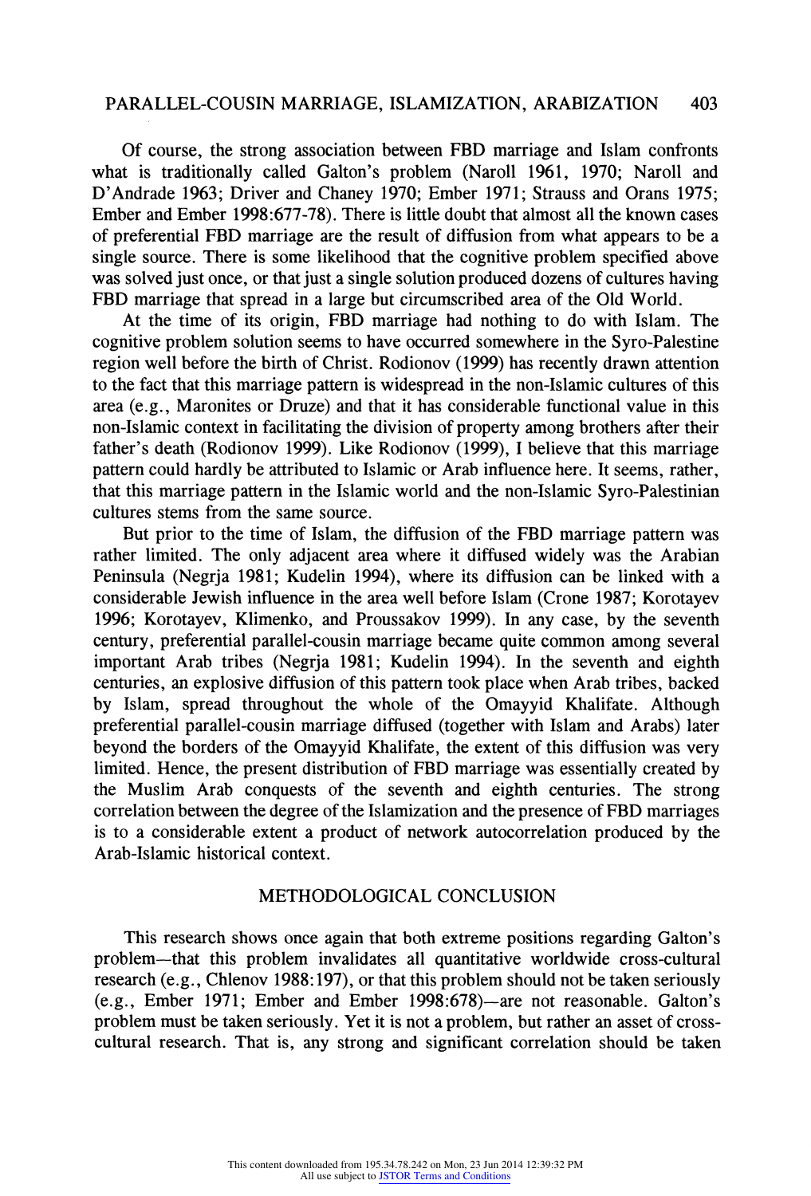Of course, the strong association between FBD marriage and Islam confronts what is traditionally called Galton's problem (Naroll 1961, 1970; Naroll and D'Andrade 1963; Driver and Chaney 1970; Ember 1971; Strauss and Orans 1975; Ember and Ember 1998:677-78). There is little doubt that almost all the known cases of preferential FBD marriage are the result of diffusion from what appears to be a single source. There is some likelihood that the cognitive problem specified above was solved just once, or that just a single solution produced dozens of cultures having FBD marriage that spread in a large but circumscribed area of the Old World.

At the time of its origin, FBD marriage had nothing to do with Islam. The cognitive problem solution seems to have occurred somewhere in the Syro-Palestine region well before the birth of Christ. Rodionov (1999) has recently drawn attention to the fact that this marriage pattern is widespread in the non-Islamic cultures of this area (e.g., Maronites or Druze) and that it has considerable functional value in this non-Islamic context in facilitating the division of property among brothers after their father's death (Rodionov 1999). Like Rodionov (1999), I believe that this marriage pattern could hardly be attributed to Islamic or Arab influence here. It seems, rather, that this marriage pattern in the Islamic world and the non-Islamic Syro-Palestinian cultures stems from the same source.

But prior to the time of Islam, the diffusion of the FBD marriage pattern was rather limited. The only adjacent area where it diffused widely was the Arabian Peninsula (Negrja 1981; Kudelin 1994), where its diffusion can be linked with a considerable Jewish influence in the area well before Islam (Crone 1987; Korotayev 1996; Korotayev, Klimenko, and Proussakov 1999). In any case, by the seventh century, preferential parallel-cousin marriage became quite common among several important Arab tribes (Negrja 1981; Kudelin 1994). In the seventh and eighth centuries, an explosive diffusion of this pattern took place when Arab tribes, backed by Islam, spread throughout the whole of the Omayyid Khalifate. Although preferential parallel-cousin marriage diffused (together with Islam and Arabs) later beyond the borders of the Omayyid Khalifate, the extent of this diffusion was very limited. Hence, the present distribution of FBD marriage was essentially created by the Muslim Arab conquests of the seventh and eighth centuries. The strong correlation between the degree of the Islamization and the presence of FBD marriages is to a considerable extent a product of network autocorrelation produced by the Arab-Islamic historical context.

## METHODOLOGICAL CONCLUSION

This research shows once again that both extreme positions regarding Galton's problem—that this problem invalidates all quantitative worldwide cross-cultural research (e.g., Chlenov 1988:197), or that this problem should not be taken seriously (e.g., Ember 1971; Ember and Ember 1998:678)—are not reasonable. Galton's problem must be taken seriously. Yet it is not a problem, but rather an asset of cross-cultural research. That is, any strong and significant correlation should be taken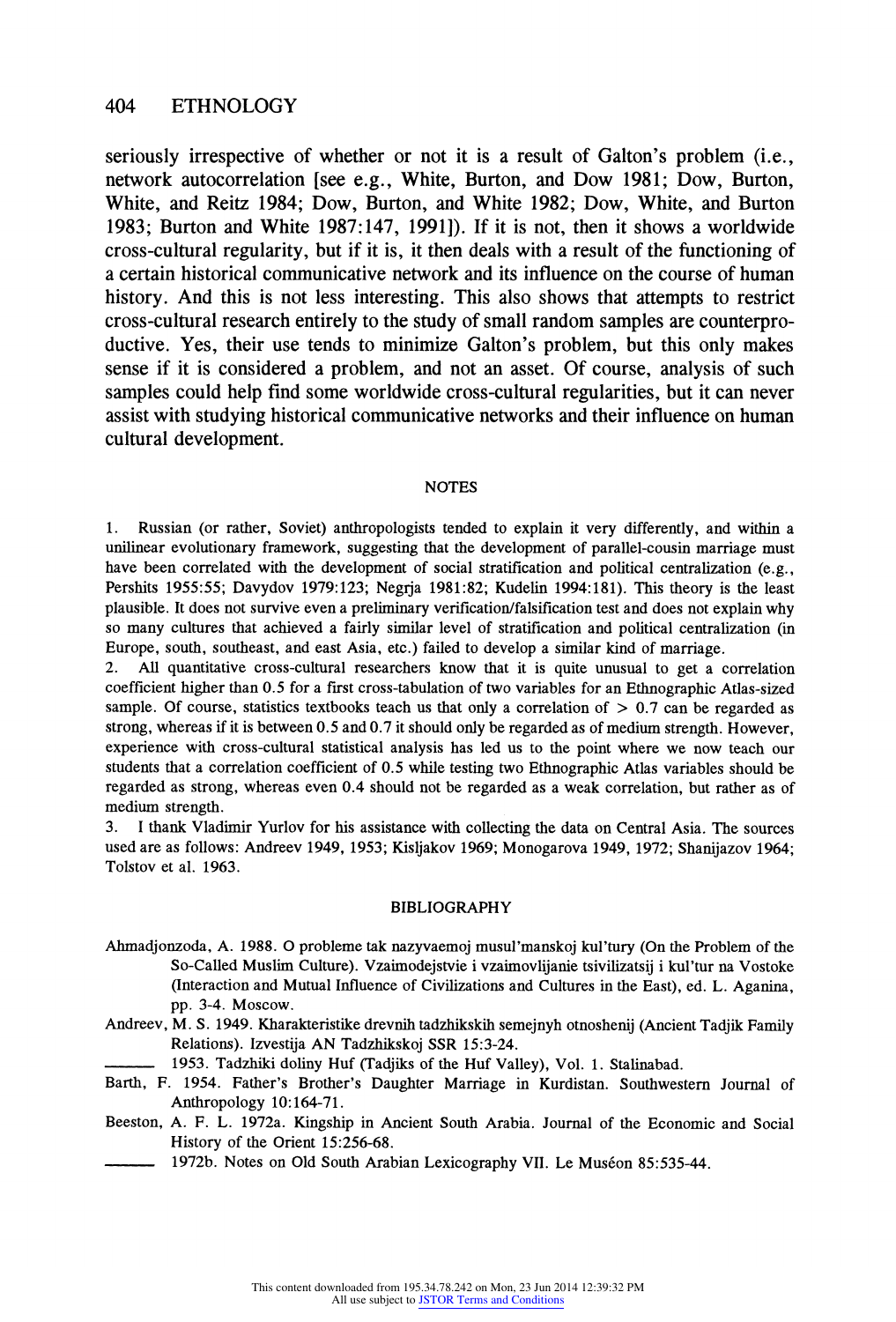seriously irrespective of whether or not it is a result of Galton's problem (i.e., network autocorrelation [see e.g., White, Burton, and Dow 1981; Dow, Burton, White, and Reitz 1984; Dow, Burton, and White 1982; Dow, White, and Burton 1983; Burton and White 1987:147, 1991]). If it is not, then it shows a worldwide cross-cultural regularity, but if it is, it then deals with a result of the functioning of a certain historical communicative network and its influence on the course of human history. And this is not less interesting. This also shows that attempts to restrict cross-cultural research entirely to the study of small random samples are counterproductive. Yes, their use tends to minimize Galton's problem, but this only makes sense if it is considered a problem, and not an asset. Of course, analysis of such samples could help find some worldwide cross-cultural regularities, but it can never assist with studying historical communicative networks and their influence on human cultural development.

## NOTES

1. Russian (or rather, Soviet) anthropologists tended to explain it very differently, and within a unilinear evolutionary framework, suggesting that the development of parallel-cousin marriage must have been correlated with the development of social stratification and political centralization (e.g., Pershits 1955:55; Davydov 1979:123; Negrja 1981:82; Kudelin 1994:181). This theory is the least plausible. It does not survive even a preliminary verification/falsification test and does not explain why so many cultures that achieved a fairly similar level of stratification and political centralization (in Europe, south, southeast, and east Asia, etc.) failed to develop a similar kind of marriage.

2. All quantitative cross-cultural researchers know that it is quite unusual to get a correlation coefficient higher than 0.5 for a first cross-tabulation of two variables for an Ethnographic Atlas-sized sample. Of course, statistics textbooks teach us that only a correlation of $> 0.7$ can be regarded as strong, whereas if it is between 0.5 and 0.7 it should only be regarded as of medium strength. However, experience with cross-cultural statistical analysis has led us to the point where we now teach our students that a correlation coefficient of 0.5 while testing two Ethnographic Atlas variables should be regarded as strong, whereas even 0.4 should not be regarded as a weak correlation, but rather as of medium strength.

3. I thank Vladimir Yurlov for his assistance with collecting the data on Central Asia. The sources used are as follows: Andreev 1949, 1953; Kisljakov 1969; Monogarova 1949, 1972; Shanijazov 1964; Tolstov et al. 1963.

## BIBLIOGRAPHY

Ahmadjonzoda, A. 1988. O probleme tak nazyvaemoj musul'manskoj kul'tury (On the Problem of the So-Called Muslim Culture). Vzaimodejstvie i vzaimovlijanie tsivilizatsij i kul'tur na Vostoke (Interaction and Mutual Influence of Civilizations and Cultures in the East), ed. L. Aganina, pp. 3-4. Moscow.

Andreev, M. S. 1949. Kharakteristike drevnih tadzhikskih semejnyh otnoshenij (Ancient Tadjik Family Relations). Izvestija AN Tadzhikskoj SSR 15:3-24.

——— 1953. Tadzhiki doliny Huf (Tadjiks of the Huf Valley), Vol. 1. Stalinabad.

Barth, F. 1954. Father's Brother's Daughter Marriage in Kurdistan. Southwestern Journal of Anthropology 10:164-71.

Beeston, A. F. L. 1972a. Kingship in Ancient South Arabia. Journal of the Economic and Social History of the Orient 15:256-68.

——— 1972b. Notes on Old South Arabian Lexicography VII. Le Muséon 85:535-44.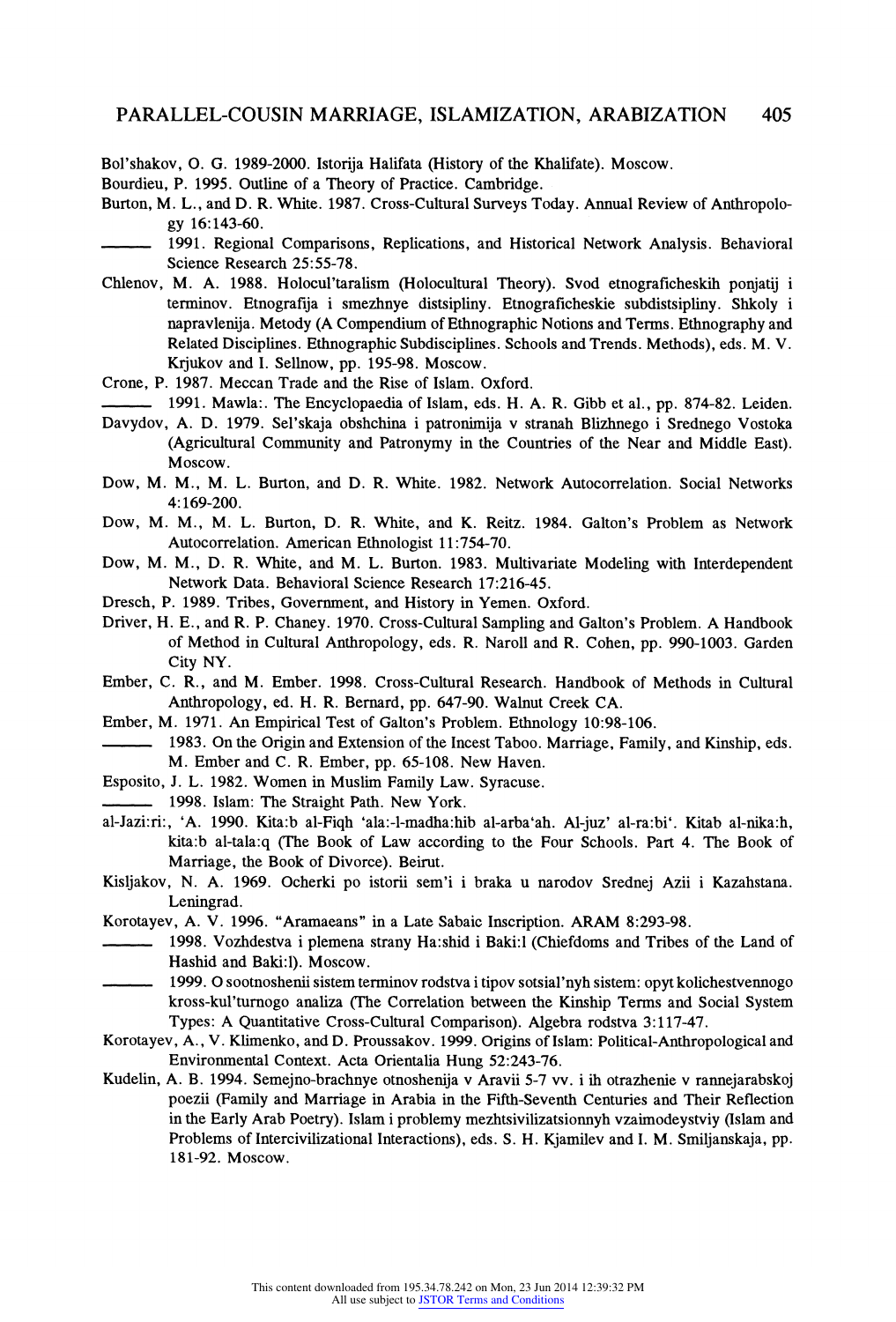Bol'shakov, O. G. 1989-2000. Istorija Halifata (History of the Khalifate). Moscow.

Bourdieu, P. 1995. Outline of a Theory of Practice. Cambridge.

Burton, M. L., and D. R. White. 1987. Cross-Cultural Surveys Today. Annual Review of Anthropology 16:143-60.

——— 1991. Regional Comparisons, Replications, and Historical Network Analysis. Behavioral Science Research 25:55-78.

Chlenov, M. A. 1988. Holocul'taralism (Holocultural Theory). Svod etnograficheskih ponjatij i terminov. Etnografija i smezhnye distsipliny. Etnograficheskie subdistsipliny. Shkoly i napravlenija. Metody (A Compendium of Ethnographic Notions and Terms. Ethnography and Related Disciplines. Ethnographic Subdisciplines. Schools and Trends. Methods), eds. M. V. Krjukov and I. Sellnow, pp. 195-98. Moscow.

Crone, P. 1987. Meccan Trade and the Rise of Islam. Oxford.

——— 1991. Mawla:. The Encyclopaedia of Islam, eds. H. A. R. Gibb et al., pp. 874-82. Leiden.

Davydov, A. D. 1979. Sel'skaja obshchina i patronimija v stranah Blizhnego i Srednego Vostoka (Agricultural Community and Patronymy in the Countries of the Near and Middle East). Moscow.

Dow, M. M., M. L. Burton, and D. R. White. 1982. Network Autocorrelation. Social Networks 4:169-200.

Dow, M. M., M. L. Burton, D. R. White, and K. Reitz. 1984. Galton's Problem as Network Autocorrelation. American Ethnologist 11:754-70.

Dow, M. M., D. R. White, and M. L. Burton. 1983. Multivariate Modeling with Interdependent Network Data. Behavioral Science Research 17:216-45.

Dresch, P. 1989. Tribes, Government, and History in Yemen. Oxford.

Driver, H. E., and R. P. Chaney. 1970. Cross-Cultural Sampling and Galton's Problem. A Handbook of Method in Cultural Anthropology, eds. R. Naroll and R. Cohen, pp. 990-1003. Garden City NY.

Ember, C. R., and M. Ember. 1998. Cross-Cultural Research. Handbook of Methods in Cultural Anthropology, ed. H. R. Bernard, pp. 647-90. Walnut Creek CA.

Ember, M. 1971. An Empirical Test of Galton's Problem. Ethnology 10:98-106.

——— 1983. On the Origin and Extension of the Incest Taboo. Marriage, Family, and Kinship, eds. M. Ember and C. R. Ember, pp. 65-108. New Haven.

Esposito, J. L. 1982. Women in Muslim Family Law. Syracuse.

——— 1998. Islam: The Straight Path. New York.

al-Jazi:ri:, 'A. 1990. Kita:b al-Fiqh 'ala:-l-madha:hib al-arba'ah. Al-juz' al-ra:bi'. Kitab al-nika:h, kita:b al-tala:q (The Book of Law according to the Four Schools. Part 4. The Book of Marriage, the Book of Divorce). Beirut.

Kisljakov, N. A. 1969. Ocherki po istorii sem'i i braka u narodov Srednej Azii i Kazahstana. Leningrad.

Korotayev, A. V. 1996. "Aramaeans" in a Late Sabaic Inscription. ARAM 8:293-98.

——— 1998. Vozhdestva i plemena strany Ha:shid i Baki:l (Chiefdoms and Tribes of the Land of Hashid and Baki:l). Moscow.

——— 1999. O sootnoshenii sistem terminov rodstva i tipov sotsial'nyh sistem: opyt kolichestvennogo kross-kul'turnogo analiza (The Correlation between the Kinship Terms and Social System Types: A Quantitative Cross-Cultural Comparison). Algebra rodstva 3:117-47.

Korotayev, A., V. Klimenko, and D. Proussakov. 1999. Origins of Islam: Political-Anthropological and Environmental Context. Acta Orientalia Hung 52:243-76.

Kudelin, A. B. 1994. Semejno-brachnye otnoshenija v Aravii 5-7 vv. i ih otrazhenie v rannejarabskoj poezii (Family and Marriage in Arabia in the Fifth-Seventh Centuries and Their Reflection in the Early Arab Poetry). Islam i problemy mezhtsivilizatsionnyh vzaimodeystviy (Islam and Problems of Intercivilizational Interactions), eds. S. H. Kjamilev and I. M. Smiljanskaja, pp. 181-92. Moscow.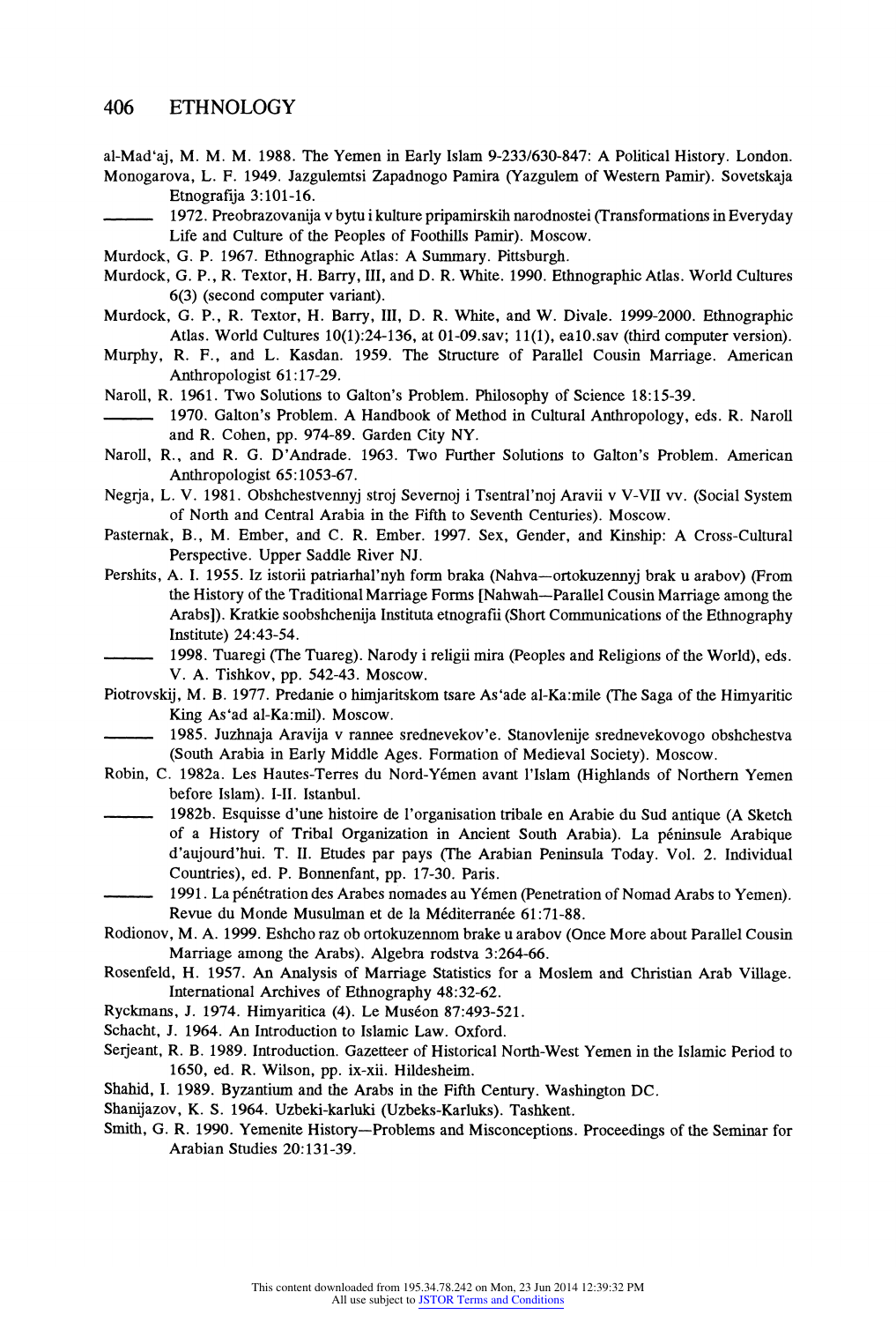al-Mad'aj, M. M. M. 1988. The Yemen in Early Islam 9-233/630-847: A Political History. London.

Monogarova, L. F. 1949. Jazgulemtsi Zapadnogo Pamira (Yazgulem of Western Pamir). Sovetskaja Etnografija 3:101-16.

——— 1972. Preobrazovanija v bytu i kulture pripamirskih narodnostei (Transformations in Everyday Life and Culture of the Peoples of Foothills Pamir). Moscow.

Murdock, G. P. 1967. Ethnographic Atlas: A Summary. Pittsburgh.

Murdock, G. P., R. Textor, H. Barry, III, and D. R. White. 1990. Ethnographic Atlas. World Cultures 6(3) (second computer variant).

Murdock, G. P., R. Textor, H. Barry, III, D. R. White, and W. Divale. 1999-2000. Ethnographic Atlas. World Cultures 10(1):24-136, at 01-09.sav; 11(1), ea10.sav (third computer version).

Murphy, R. F., and L. Kasdan. 1959. The Structure of Parallel Cousin Marriage. American Anthropologist 61:17-29.

Naroll, R. 1961. Two Solutions to Galton's Problem. Philosophy of Science 18:15-39.

——— 1970. Galton's Problem. A Handbook of Method in Cultural Anthropology, eds. R. Naroll and R. Cohen, pp. 974-89. Garden City NY.

Naroll, R., and R. G. D'Andrade. 1963. Two Further Solutions to Galton's Problem. American Anthropologist 65:1053-67.

Negrja, L. V. 1981. Obshchestvennyj stroj Severnoj i Tsentral'noj Aravii v V-VII vv. (Social System of North and Central Arabia in the Fifth to Seventh Centuries). Moscow.

Pasternak, B., M. Ember, and C. R. Ember. 1997. Sex, Gender, and Kinship: A Cross-Cultural Perspective. Upper Saddle River NJ.

Pershits, A. I. 1955. Iz istorii patriarhal'nyh form braka (Nahva—ortokuzennyj brak u arabov) (From the History of the Traditional Marriage Forms [Nahwah—Parallel Cousin Marriage among the Arabs]). Kratkie soobshchenija Instituta etnografii (Short Communications of the Ethnography Institute) 24:43-54.

——— 1998. Tuaregi (The Tuareg). Narody i religii mira (Peoples and Religions of the World), eds. V. A. Tishkov, pp. 542-43. Moscow.

Piotrovskij, M. B. 1977. Predanie o himjaritskom tsare As'ade al-Ka:mile (The Saga of the Himyaritic King As'ad al-Ka:mil). Moscow.

——— 1985. Juzhnaja Aravija v rannee srednevekov'e. Stanovlenije srednevekovogo obshchestva (South Arabia in Early Middle Ages. Formation of Medieval Society). Moscow.

Robin, C. 1982a. Les Hautes-Terres du Nord-Yémen avant l'Islam (Highlands of Northern Yemen before Islam). I-II. Istanbul.

——— 1982b. Esquisse d'une histoire de l'organisation tribale en Arabie du Sud antique (A Sketch of a History of Tribal Organization in Ancient South Arabia). La péninsule Arabique d'aujourd'hui. T. II. Etudes par pays (The Arabian Peninsula Today. Vol. 2. Individual Countries), ed. P. Bonnenfant, pp. 17-30. Paris.

——— 1991. La pénétration des Arabes nomades au Yémen (Penetration of Nomad Arabs to Yemen). Revue du Monde Musulman et de la Méditerranée 61:71-88.

Rodionov, M. A. 1999. Eshcho raz ob ortokuzennom brake u arabov (Once More about Parallel Cousin Marriage among the Arabs). Algebra rodstva 3:264-66.

Rosenfeld, H. 1957. An Analysis of Marriage Statistics for a Moslem and Christian Arab Village. International Archives of Ethnography 48:32-62.

Ryckmans, J. 1974. Himyaritica (4). Le Muséon 87:493-521.

Schacht, J. 1964. An Introduction to Islamic Law. Oxford.

Serjeant, R. B. 1989. Introduction. Gazetteer of Historical North-West Yemen in the Islamic Period to 1650, ed. R. Wilson, pp. ix-xii. Hildesheim.

Shahid, I. 1989. Byzantium and the Arabs in the Fifth Century. Washington DC.

Shanijazov, K. S. 1964. Uzbeki-karluki (Uzbeks-Karluks). Tashkent.

Smith, G. R. 1990. Yemenite History—Problems and Misconceptions. Proceedings of the Seminar for Arabian Studies 20:131-39.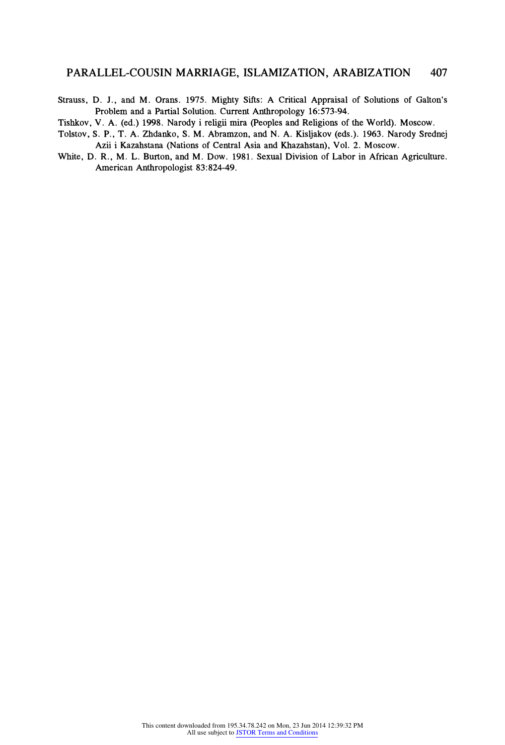Strauss, D. J., and M. Orans. 1975. Mighty Sifts: A Critical Appraisal of Solutions of Galton's Problem and a Partial Solution. Current Anthropology 16:573-94.

Tishkov, V. A. (ed.) 1998. Narody i religii mira (Peoples and Religions of the World). Moscow.

Tolstov, S. P., T. A. Zhdanko, S. M. Abramzon, and N. A. Kisljakov (eds.). 1963. Narody Srednej Azii i Kazahstana (Nations of Central Asia and Khazahstan), Vol. 2. Moscow.

White, D. R., M. L. Burton, and M. Dow. 1981. Sexual Division of Labor in African Agriculture. American Anthropologist 83:824-49.